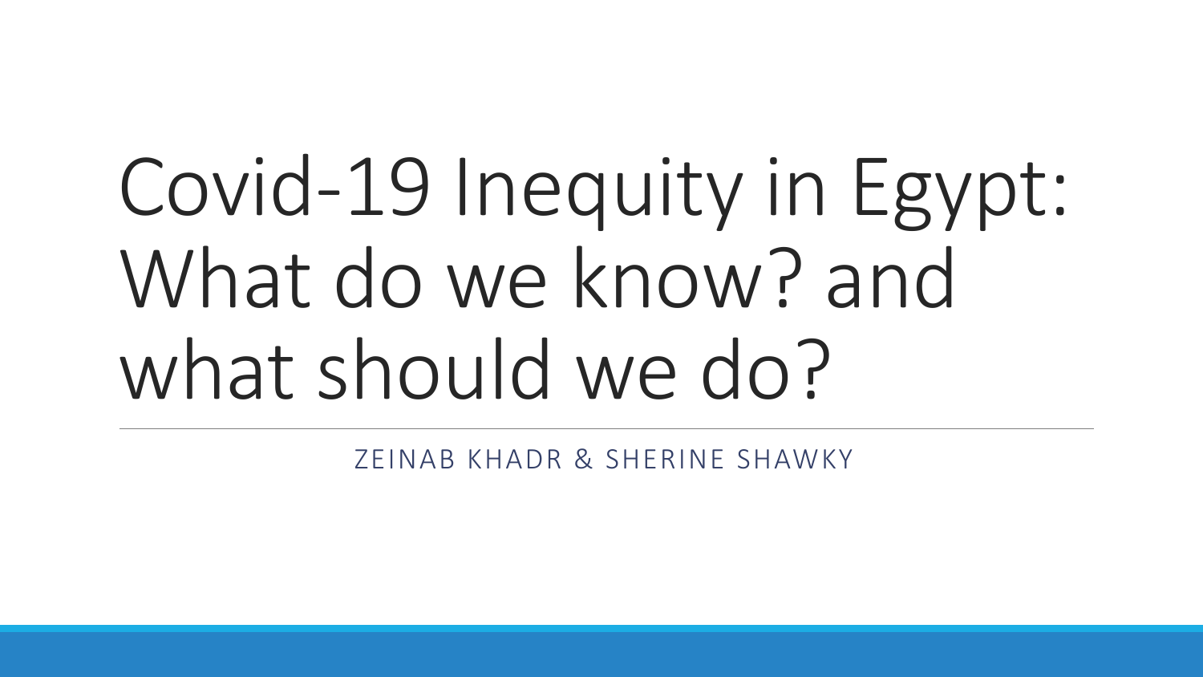# Covid-19 Inequity in Egypt: What do we know? and what should we do?

ZEINAB KHADR & SHERINE SHAWKY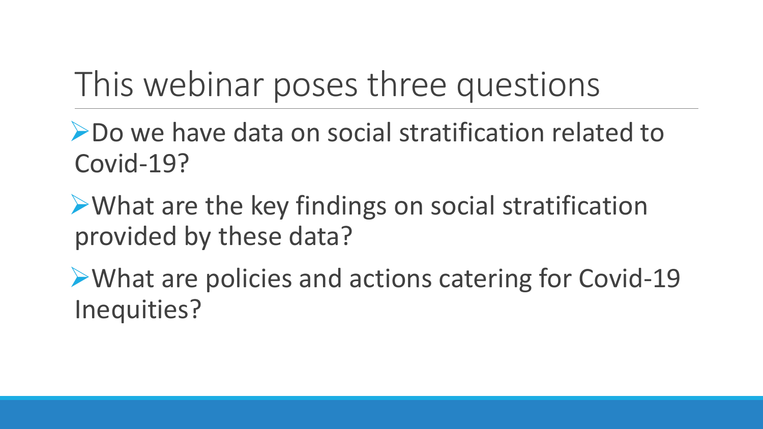# This webinar poses three questions

- Do we have data on social stratification related to Covid-19?
- What are the key findings on social stratification provided by these data?
- What are policies and actions catering for Covid-19 Inequities?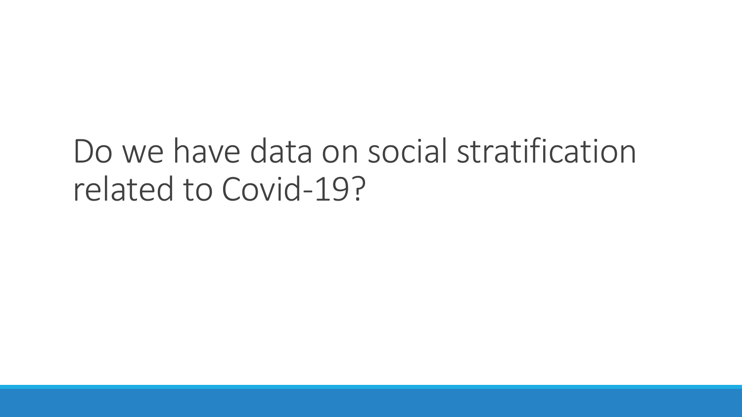# Do we have data on social stratification related to Covid-19?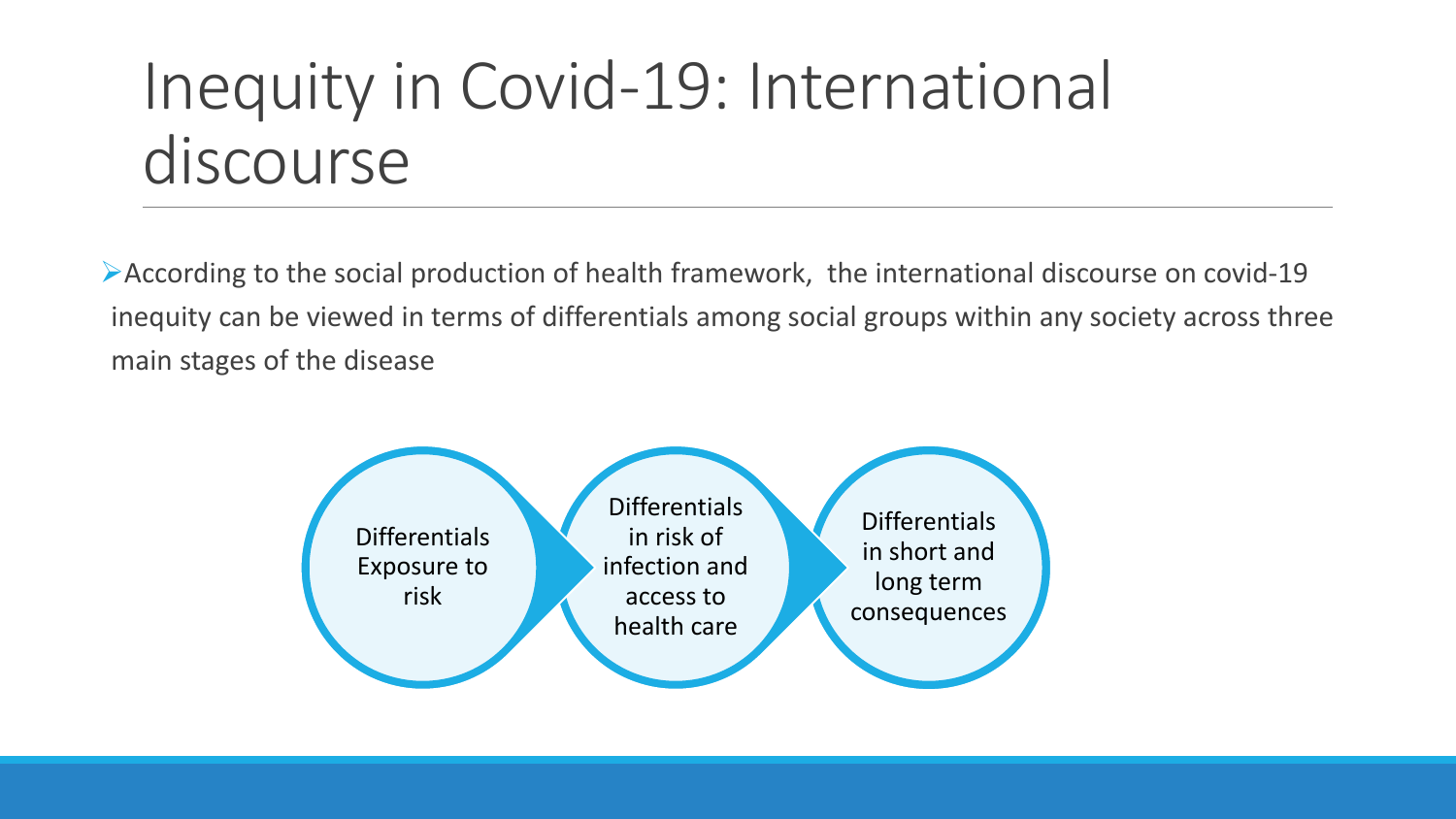# Inequity in Covid-19: International discourse

- According to the social production of health framework, the international discourse on covid-19 inequity can be viewed in terms of differentials among social groups within any society across three main stages of the disease

Differentials Exposure to risk → Differentials in risk of infection and access to health care → Differentials in short and long term consequences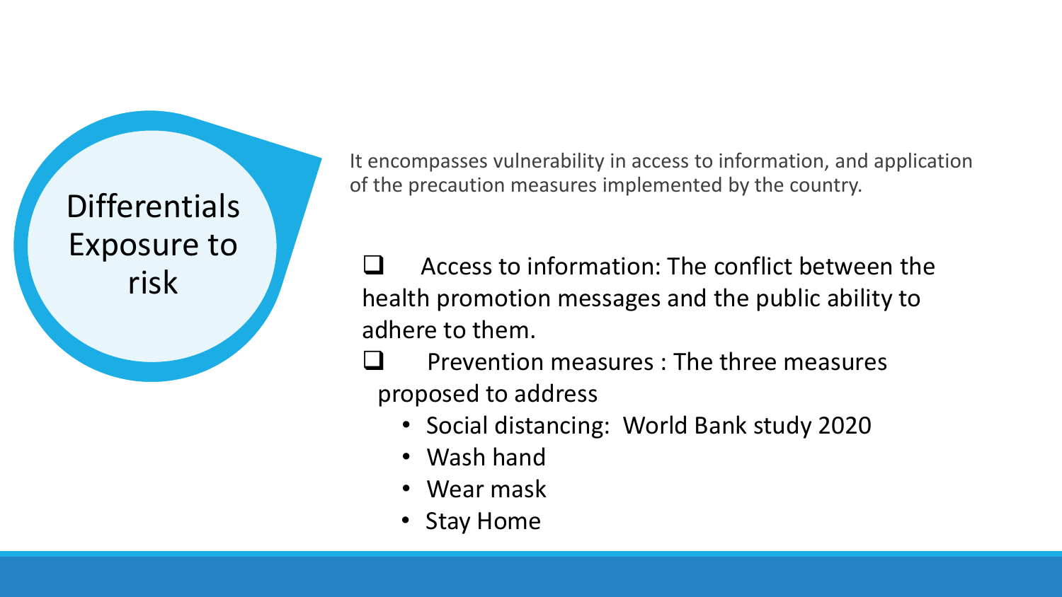## Differentials Exposure to risk

It encompasses vulnerability in access to information, and application of the precaution measures implemented by the country.

- Access to information: The conflict between the health promotion messages and the public ability to adhere to them.
- Prevention measures : The three measures proposed to address
  - Social distancing: World Bank study 2020
  - Wash hand
  - Wear mask
  - Stay Home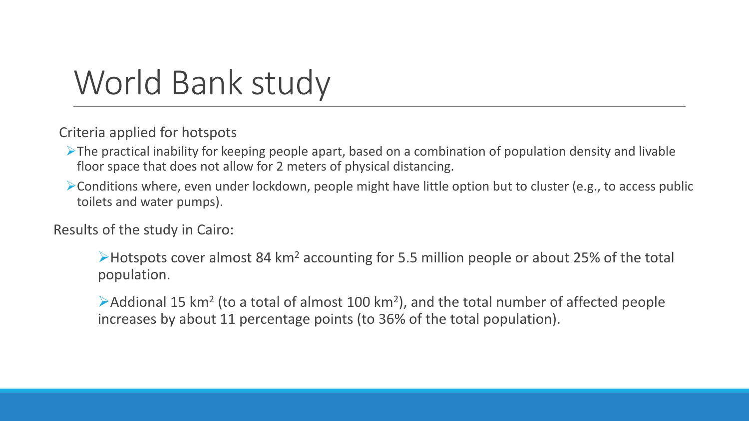# World Bank study

Criteria applied for hotspots

- The practical inability for keeping people apart, based on a combination of population density and livable floor space that does not allow for 2 meters of physical distancing.
- Conditions where, even under lockdown, people might have little option but to cluster (e.g., to access public toilets and water pumps).

Results of the study in Cairo:

- Hotspots cover almost 84 $km^2$ accounting for 5.5 million people or about 25% of the total population.
- Addional 15 $km^2$ (to a total of almost 100 $km^2$), and the total number of affected people increases by about 11 percentage points (to 36% of the total population).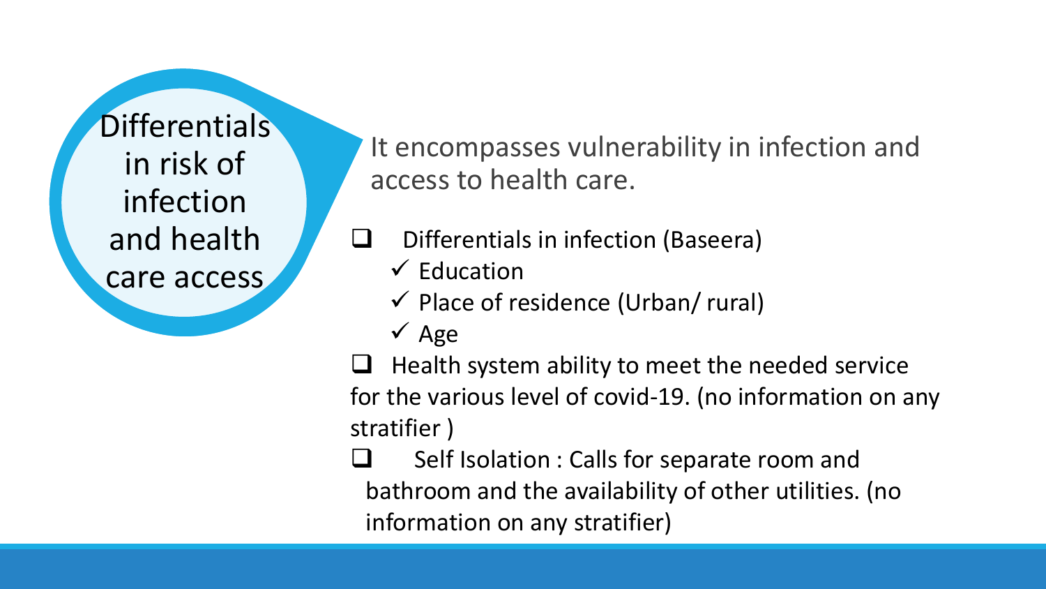## Differentials in risk of infection and health care access

It encompasses vulnerability in infection and access to health care.

- Differentials in infection (Baseera)
  - ✓ Education
  - ✓ Place of residence (Urban/ rural)
  - ✓ Age
- Health system ability to meet the needed service for the various level of covid-19. (no information on any stratifier )
- Self Isolation : Calls for separate room and bathroom and the availability of other utilities. (no information on any stratifier)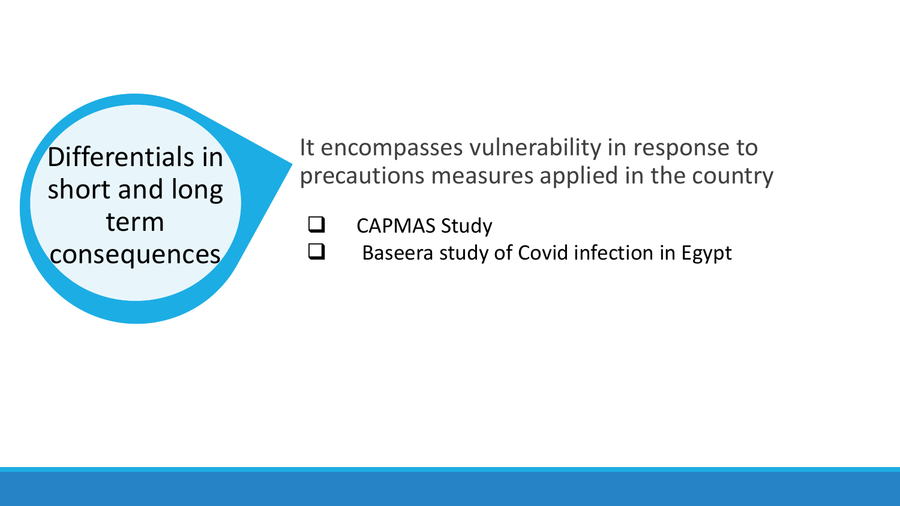## Differentials in short and long term consequences

It encompasses vulnerability in response to precautions measures applied in the country

- CAPMAS Study
- Baseera study of Covid infection in Egypt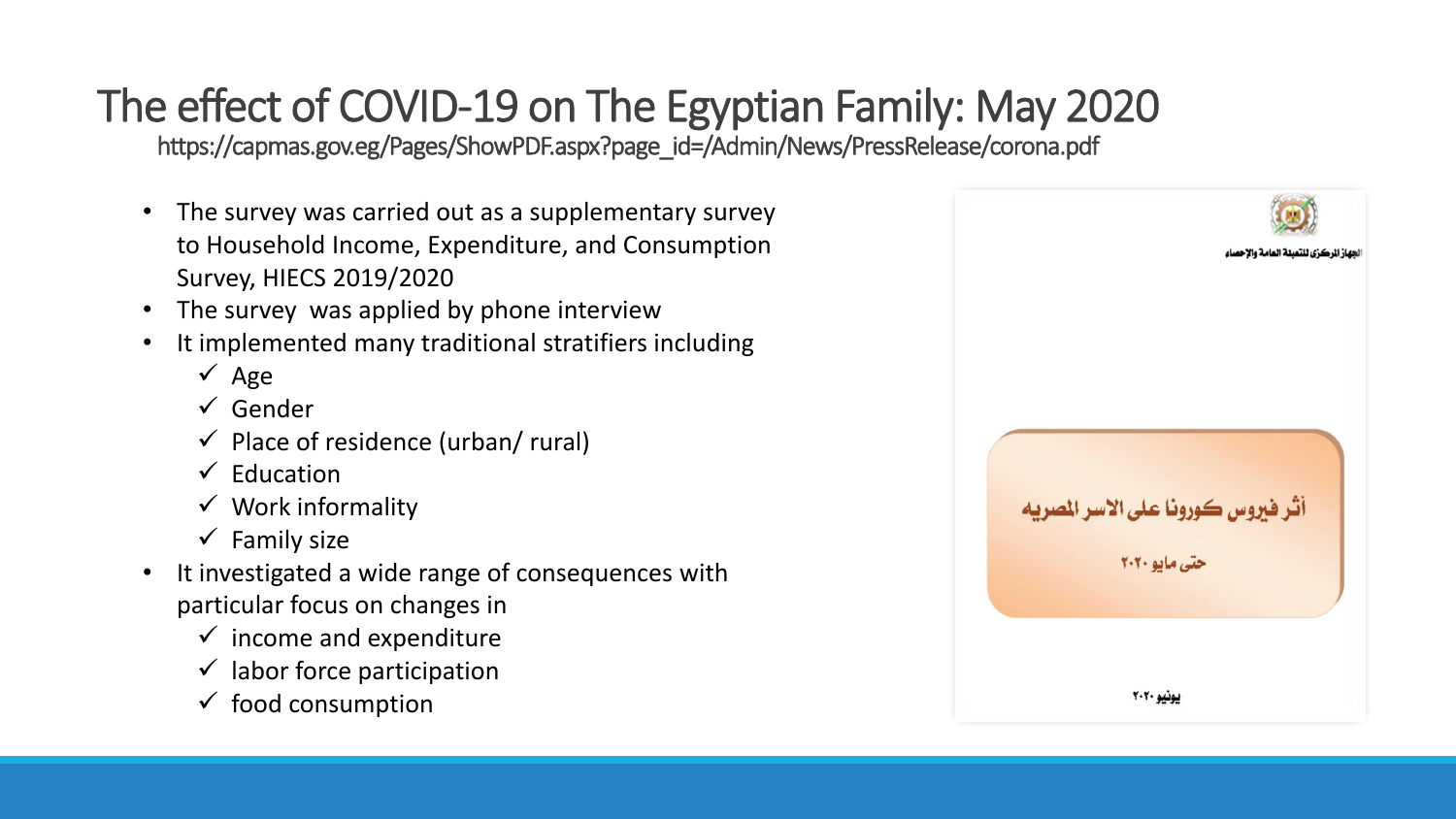# The effect of COVID-19 on The Egyptian Family: May 2020

https://capmas.gov.eg/Pages/ShowPDF.aspx?page_id=/Admin/News/PressRelease/corona.pdf

- The survey was carried out as a supplementary survey to Household Income, Expenditure, and Consumption Survey, HIECS 2019/2020
- The survey was applied by phone interview
- It implemented many traditional stratifiers including
  - ✓ Age
  - ✓ Gender
  - ✓ Place of residence (urban/ rural)
  - ✓ Education
  - ✓ Work informality
  - ✓ Family size
- It investigated a wide range of consequences with particular focus on changes in
  - ✓ income and expenditure
  - ✓ labor force participation
  - ✓ food consumption

الجهاز المركزى للتعبئة العامة والإحصاء

أثر فيروس كورونا على الاسر المصريه

حتى مايو ٢٠٢٠

يونيو ٢٠٢٠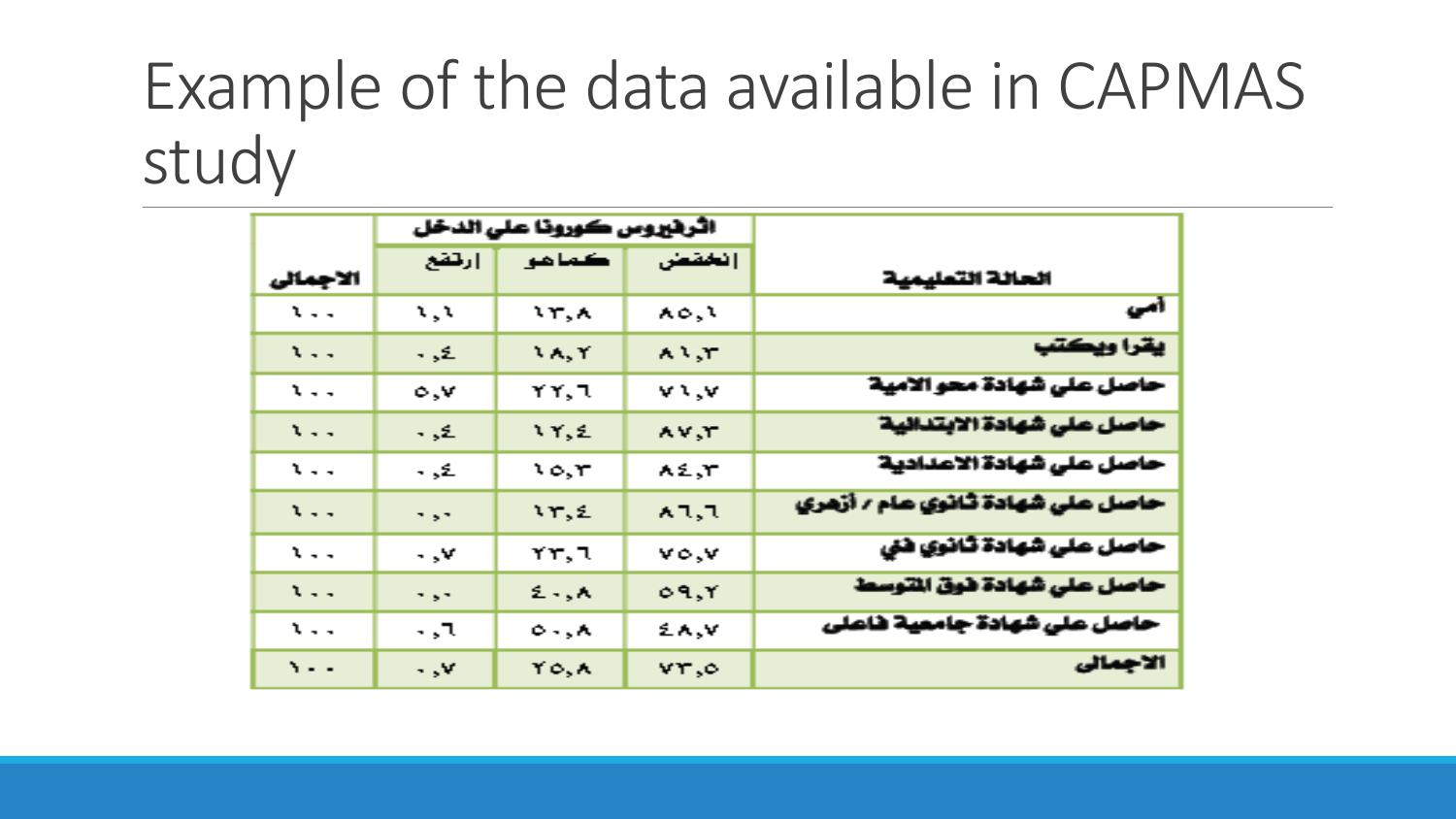# Example of the data available in CAPMAS study

| الحالة التعليمية | أثر فيروس كورونا على الدخل | | | الاجمالي |
|---|---|---|---|---|
| | انخفض | كما هو | ارتفع | |
| أمي | ٨٥,١ | ١٣,٨ | ١,١ | ١٠٠ |
| يقرا ويكتب | ٨١,٣ | ١٨,٢ | ٠,٤ | ١٠٠ |
| حاصل على شهادة محو الامية | ٧١,٧ | ٢٢,٦ | ٥,٧ | ١٠٠ |
| حاصل على شهادة الابتدائية | ٨٧,٣ | ١٢,٤ | ٠,٤ | ١٠٠ |
| حاصل على شهادة الاعدادية | ٨٤,٣ | ١٥,٣ | ٠,٤ | ١٠٠ |
| حاصل على شهادة ثانوي عام / أزهري | ٨٦,٦ | ١٣,٤ | ٠,٠ | ١٠٠ |
| حاصل على شهادة ثانوي فني | ٧٥,٧ | ٢٣,٦ | ٠,٧ | ١٠٠ |
| حاصل على شهادة فوق المتوسط | ٥٩,٢ | ٤٠,٨ | ٠,٠ | ١٠٠ |
| حاصل على شهادة جامعية فاعلى | ٤٨,٧ | ٥٠,٨ | ٠,٦ | ١٠٠ |
| الاجمالي | ٧٣,٥ | ٢٥,٨ | ٠,٧ | ١٠٠ |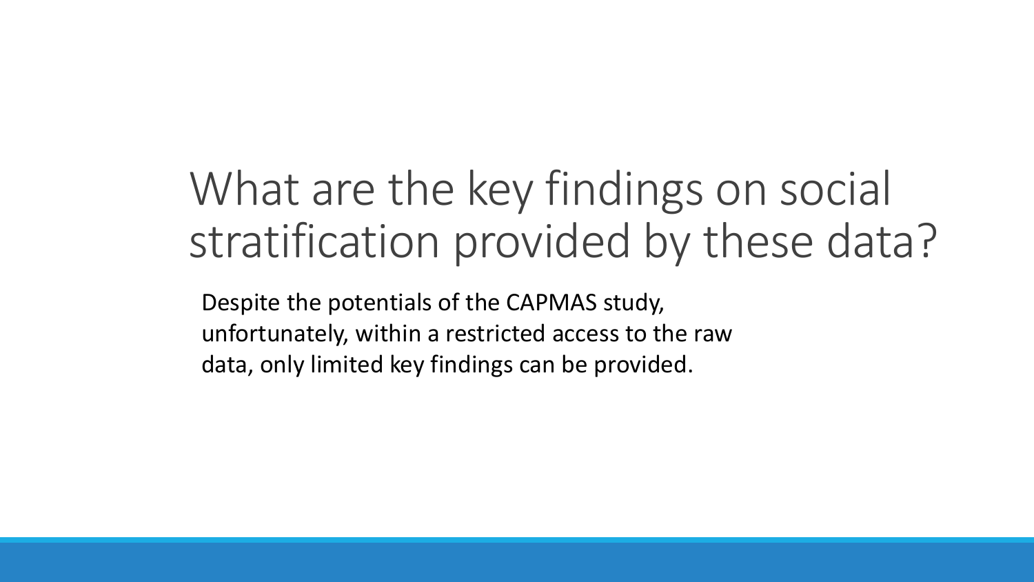# What are the key findings on social stratification provided by these data?

Despite the potentials of the CAPMAS study, unfortunately, within a restricted access to the raw data, only limited key findings can be provided.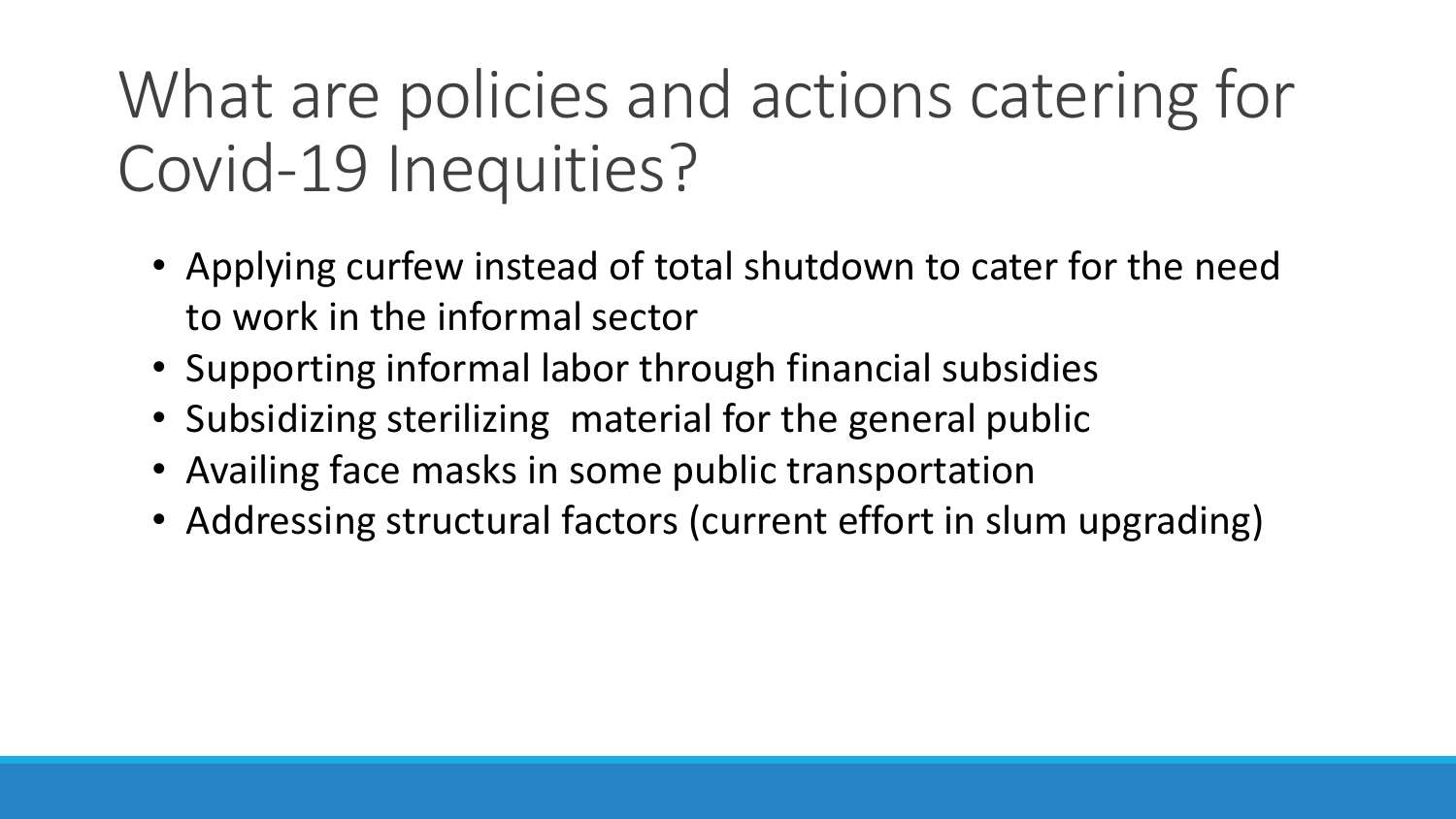# What are policies and actions catering for Covid-19 Inequities?

- Applying curfew instead of total shutdown to cater for the need to work in the informal sector
- Supporting informal labor through financial subsidies
- Subsidizing sterilizing  material for the general public
- Availing face masks in some public transportation
- Addressing structural factors (current effort in slum upgrading)